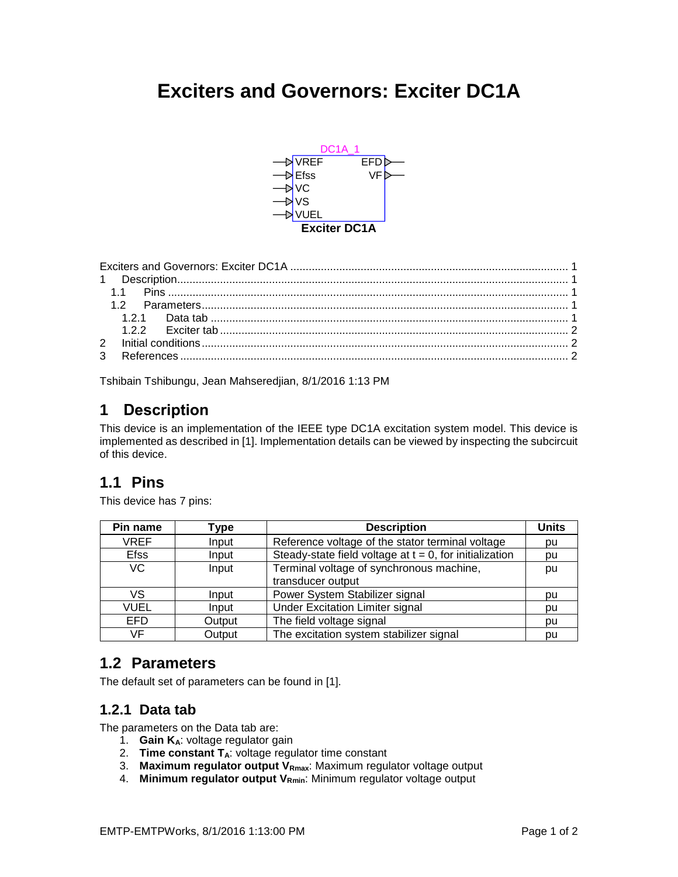# Exciters and Governors: Exciter DC1A

DC1A_1

VREF EFD
Efss VF
VC
VS
VUEL

**Exciter DC1A**

Exciters and Governors: Exciter DC1A .......... 1
1 Description .......... 1
1.1 Pins .......... 1
1.2 Parameters .......... 1
1.2.1 Data tab .......... 1
1.2.2 Exciter tab .......... 2
2 Initial conditions .......... 2
3 References .......... 2

Tshibain Tshibungu, Jean Mahseredjian, 8/1/2016 1:13 PM

## 1 Description

This device is an implementation of the IEEE type DC1A excitation system model. This device is implemented as described in [1]. Implementation details can be viewed by inspecting the subcircuit of this device.

## 1.1 Pins

This device has 7 pins:

| Pin name | Type | Description | Units |
|---|---|---|---|
| VREF | Input | Reference voltage of the stator terminal voltage | pu |
| Efss | Input | Steady-state field voltage at t = 0, for initialization | pu |
| VC | Input | Terminal voltage of synchronous machine, transducer output | pu |
| VS | Input | Power System Stabilizer signal | pu |
| VUEL | Input | Under Excitation Limiter signal | pu |
| EFD | Output | The field voltage signal | pu |
| VF | Output | The excitation system stabilizer signal | pu |

## 1.2 Parameters

The default set of parameters can be found in [1].

### 1.2.1 Data tab

The parameters on the Data tab are:

1. **Gain $K_A$**: voltage regulator gain
2. **Time constant $T_A$**: voltage regulator time constant
3. **Maximum regulator output $V_{Rmax}$**: Maximum regulator voltage output
4. **Minimum regulator output $V_{Rmin}$**: Minimum regulator voltage output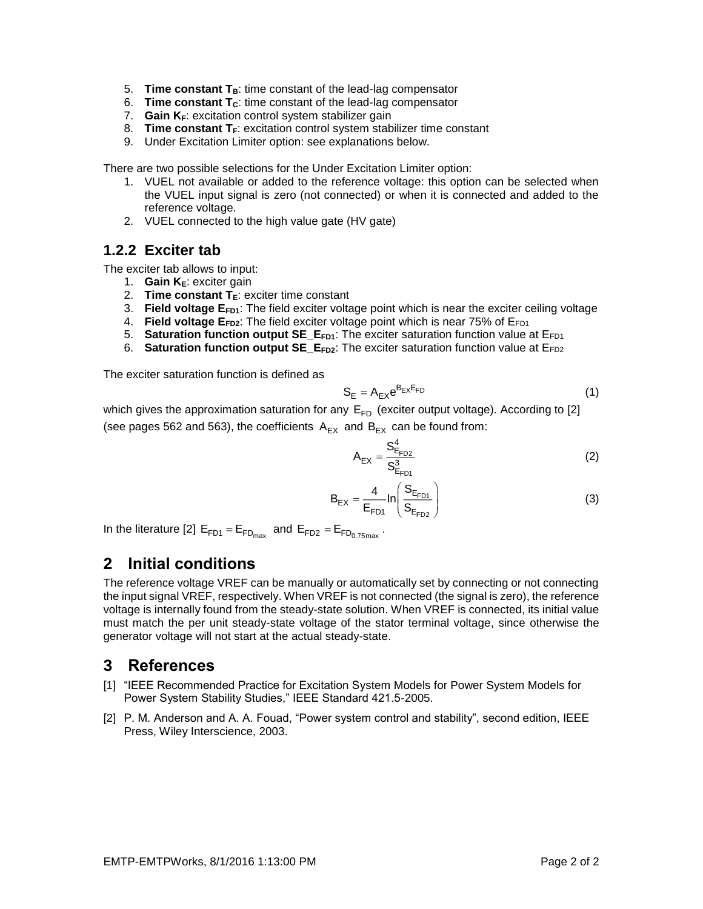5. **Time constant $T_B$**: time constant of the lead-lag compensator
6. **Time constant $T_C$**: time constant of the lead-lag compensator
7. **Gain $K_F$**: excitation control system stabilizer gain
8. **Time constant $T_F$**: excitation control system stabilizer time constant
9. Under Excitation Limiter option: see explanations below.

There are two possible selections for the Under Excitation Limiter option:

1. VUEL not available or added to the reference voltage: this option can be selected when the VUEL input signal is zero (not connected) or when it is connected and added to the reference voltage.
2. VUEL connected to the high value gate (HV gate)

### 1.2.2 Exciter tab

The exciter tab allows to input:

1. **Gain $K_E$**: exciter gain
2. **Time constant $T_E$**: exciter time constant
3. **Field voltage $E_{FD1}$**: The field exciter voltage point which is near the exciter ceiling voltage
4. **Field voltage $E_{FD2}$**: The field exciter voltage point which is near 75% of $E_{FD1}$
5. **Saturation function output SE_$E_{FD1}$**: The exciter saturation function value at $E_{FD1}$
6. **Saturation function output SE_$E_{FD2}$**: The exciter saturation function value at $E_{FD2}$

The exciter saturation function is defined as

$$S_E = A_{EX} e^{B_{EX} E_{FD}} \tag{1}$$

which gives the approximation saturation for any $E_{FD}$ (exciter output voltage). According to [2] (see pages 562 and 563), the coefficients $A_{EX}$ and $B_{EX}$ can be found from:

$$A_{EX} = \frac{S^4_{E_{FD2}}}{S^3_{E_{FD1}}} \tag{2}$$

$$B_{EX} = \frac{4}{E_{FD1}} \ln\left(\frac{S_{E_{FD1}}}{S_{E_{FD2}}}\right) \tag{3}$$

In the literature [2] $E_{FD1} = E_{FD_{max}}$ and $E_{FD2} = E_{FD_{0.75max}}$.

## 2 Initial conditions

The reference voltage VREF can be manually or automatically set by connecting or not connecting the input signal VREF, respectively. When VREF is not connected (the signal is zero), the reference voltage is internally found from the steady-state solution. When VREF is connected, its initial value must match the per unit steady-state voltage of the stator terminal voltage, since otherwise the generator voltage will not start at the actual steady-state.

## 3 References

[1] "IEEE Recommended Practice for Excitation System Models for Power System Models for Power System Stability Studies," IEEE Standard 421.5-2005.

[2] P. M. Anderson and A. A. Fouad, "Power system control and stability", second edition, IEEE Press, Wiley Interscience, 2003.